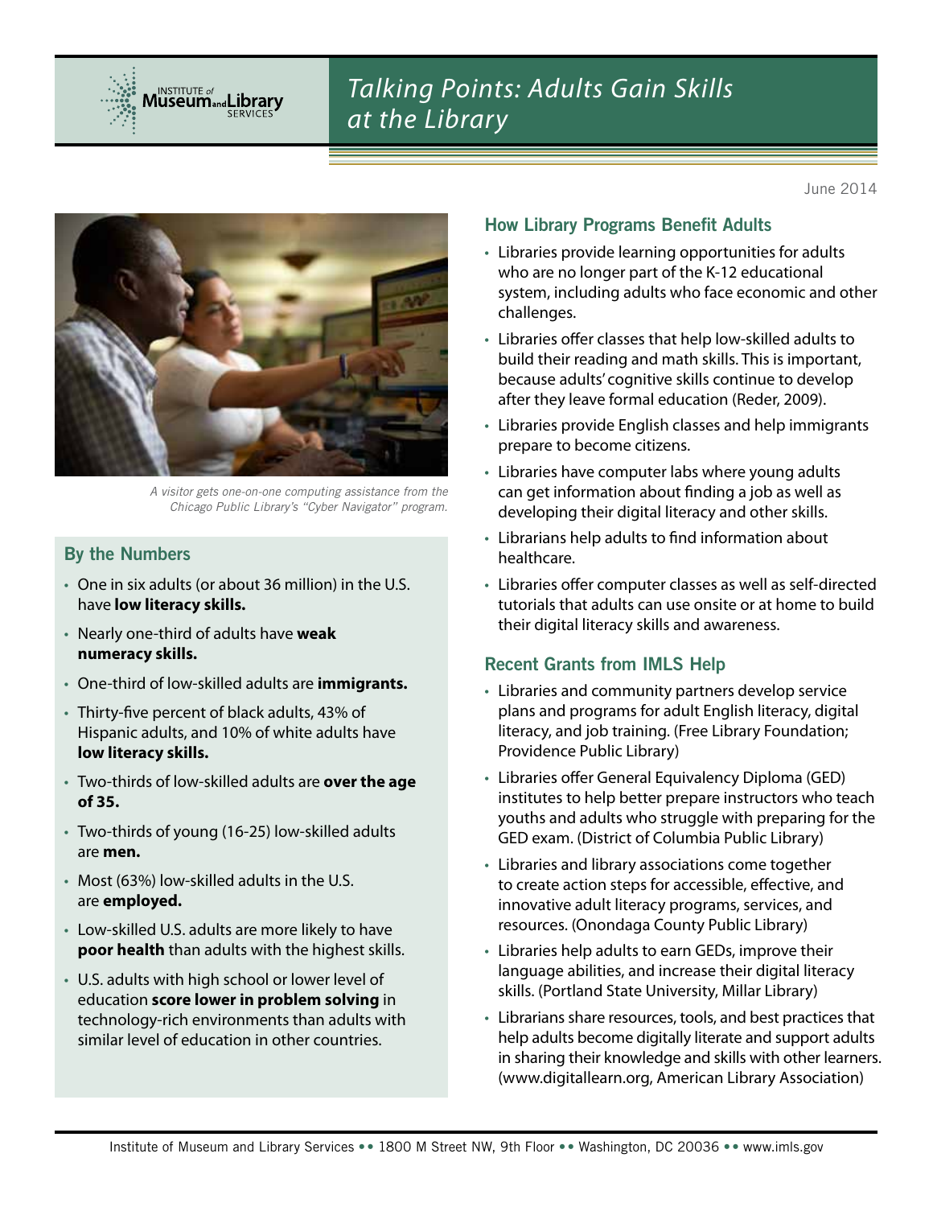# Talking Points: Adults Gain Skills at the Library

June 2014

*A visitor gets one-on-one computing assistance from the Chicago Public Library's "Cyber Navigator" program.*

## By the Numbers

- One in six adults (or about 36 million) in the U.S. have **low literacy skills.**
- Nearly one-third of adults have **weak numeracy skills.**
- One-third of low-skilled adults are **immigrants.**
- Thirty-five percent of black adults, 43% of Hispanic adults, and 10% of white adults have **low literacy skills.**
- Two-thirds of low-skilled adults are **over the age of 35.**
- Two-thirds of young (16-25) low-skilled adults are **men.**
- Most (63%) low-skilled adults in the U.S. are **employed.**
- Low-skilled U.S. adults are more likely to have **poor health** than adults with the highest skills.
- U.S. adults with high school or lower level of education **score lower in problem solving** in technology-rich environments than adults with similar level of education in other countries.

## How Library Programs Benefit Adults

- Libraries provide learning opportunities for adults who are no longer part of the K-12 educational system, including adults who face economic and other challenges.
- Libraries offer classes that help low-skilled adults to build their reading and math skills. This is important, because adults' cognitive skills continue to develop after they leave formal education (Reder, 2009).
- Libraries provide English classes and help immigrants prepare to become citizens.
- Libraries have computer labs where young adults can get information about finding a job as well as developing their digital literacy and other skills.
- Librarians help adults to find information about healthcare.
- Libraries offer computer classes as well as self-directed tutorials that adults can use onsite or at home to build their digital literacy skills and awareness.

## Recent Grants from IMLS Help

- Libraries and community partners develop service plans and programs for adult English literacy, digital literacy, and job training. (Free Library Foundation; Providence Public Library)
- Libraries offer General Equivalency Diploma (GED) institutes to help better prepare instructors who teach youths and adults who struggle with preparing for the GED exam. (District of Columbia Public Library)
- Libraries and library associations come together to create action steps for accessible, effective, and innovative adult literacy programs, services, and resources. (Onondaga County Public Library)
- Libraries help adults to earn GEDs, improve their language abilities, and increase their digital literacy skills. (Portland State University, Millar Library)
- Librarians share resources, tools, and best practices that help adults become digitally literate and support adults in sharing their knowledge and skills with other learners. (www.digitallearn.org, American Library Association)

Institute of Museum and Library Services •• 1800 M Street NW, 9th Floor •• Washington, DC 20036 •• www.imls.gov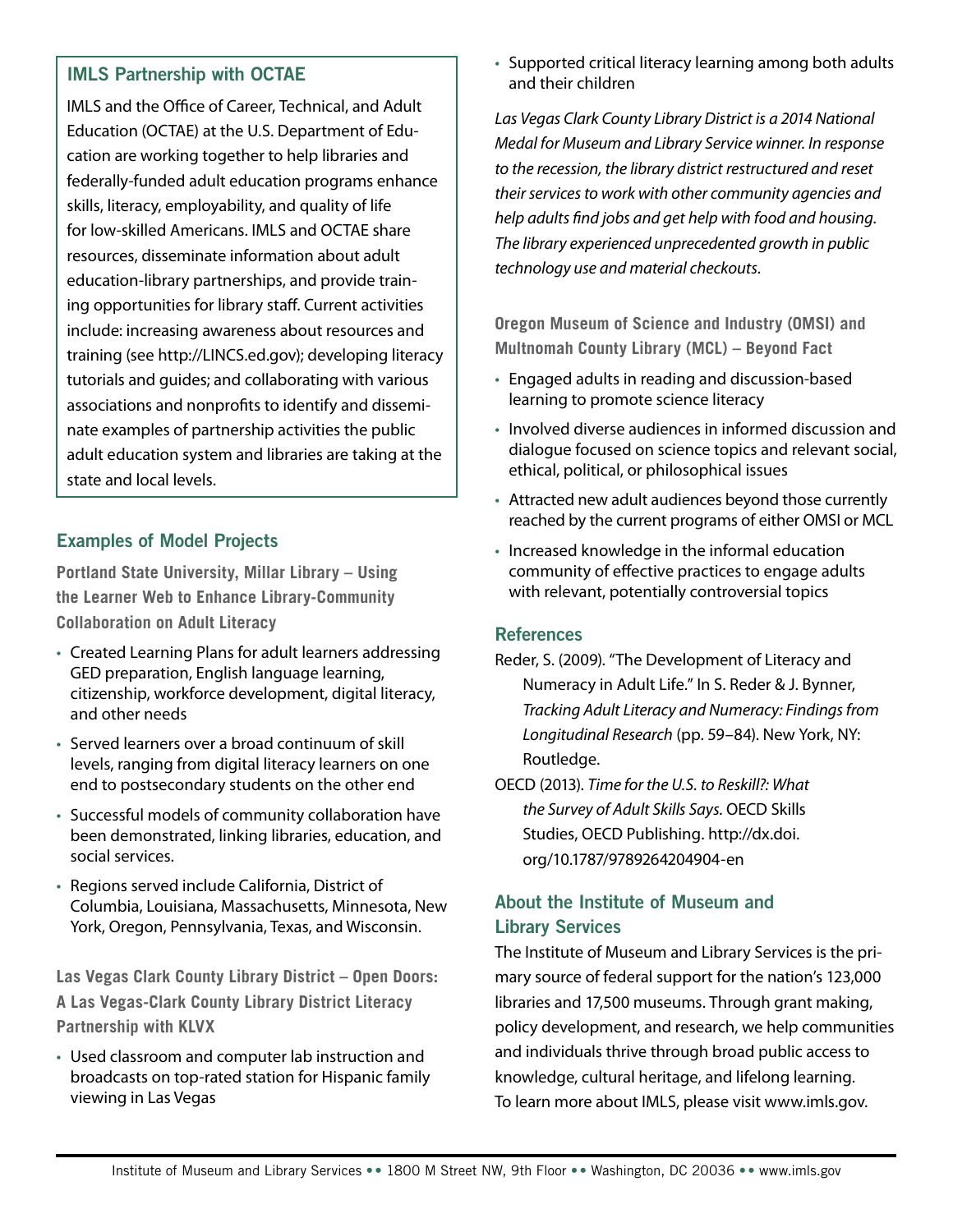## IMLS Partnership with OCTAE

IMLS and the Office of Career, Technical, and Adult Education (OCTAE) at the U.S. Department of Education are working together to help libraries and federally-funded adult education programs enhance skills, literacy, employability, and quality of life for low-skilled Americans. IMLS and OCTAE share resources, disseminate information about adult education-library partnerships, and provide training opportunities for library staff. Current activities include: increasing awareness about resources and training (see http://LINCS.ed.gov); developing literacy tutorials and guides; and collaborating with various associations and nonprofits to identify and disseminate examples of partnership activities the public adult education system and libraries are taking at the state and local levels.

## Examples of Model Projects

### Portland State University, Millar Library – Using the Learner Web to Enhance Library-Community Collaboration on Adult Literacy

- Created Learning Plans for adult learners addressing GED preparation, English language learning, citizenship, workforce development, digital literacy, and other needs
- Served learners over a broad continuum of skill levels, ranging from digital literacy learners on one end to postsecondary students on the other end
- Successful models of community collaboration have been demonstrated, linking libraries, education, and social services.
- Regions served include California, District of Columbia, Louisiana, Massachusetts, Minnesota, New York, Oregon, Pennsylvania, Texas, and Wisconsin.

### Las Vegas Clark County Library District – Open Doors: A Las Vegas-Clark County Library District Literacy Partnership with KLVX

- Used classroom and computer lab instruction and broadcasts on top-rated station for Hispanic family viewing in Las Vegas
- Supported critical literacy learning among both adults and their children

*Las Vegas Clark County Library District is a 2014 National Medal for Museum and Library Service winner. In response to the recession, the library district restructured and reset their services to work with other community agencies and help adults find jobs and get help with food and housing. The library experienced unprecedented growth in public technology use and material checkouts.*

### Oregon Museum of Science and Industry (OMSI) and Multnomah County Library (MCL) – Beyond Fact

- Engaged adults in reading and discussion-based learning to promote science literacy
- Involved diverse audiences in informed discussion and dialogue focused on science topics and relevant social, ethical, political, or philosophical issues
- Attracted new adult audiences beyond those currently reached by the current programs of either OMSI or MCL
- Increased knowledge in the informal education community of effective practices to engage adults with relevant, potentially controversial topics

## References

Reder, S. (2009). "The Development of Literacy and Numeracy in Adult Life." In S. Reder & J. Bynner, *Tracking Adult Literacy and Numeracy: Findings from Longitudinal Research* (pp. 59–84). New York, NY: Routledge.

OECD (2013). *Time for the U.S. to Reskill?: What the Survey of Adult Skills Says.* OECD Skills Studies, OECD Publishing. http://dx.doi.org/10.1787/9789264204904-en

## About the Institute of Museum and Library Services

The Institute of Museum and Library Services is the primary source of federal support for the nation's 123,000 libraries and 17,500 museums. Through grant making, policy development, and research, we help communities and individuals thrive through broad public access to knowledge, cultural heritage, and lifelong learning. To learn more about IMLS, please visit www.imls.gov.

Institute of Museum and Library Services •• 1800 M Street NW, 9th Floor •• Washington, DC 20036 •• www.imls.gov